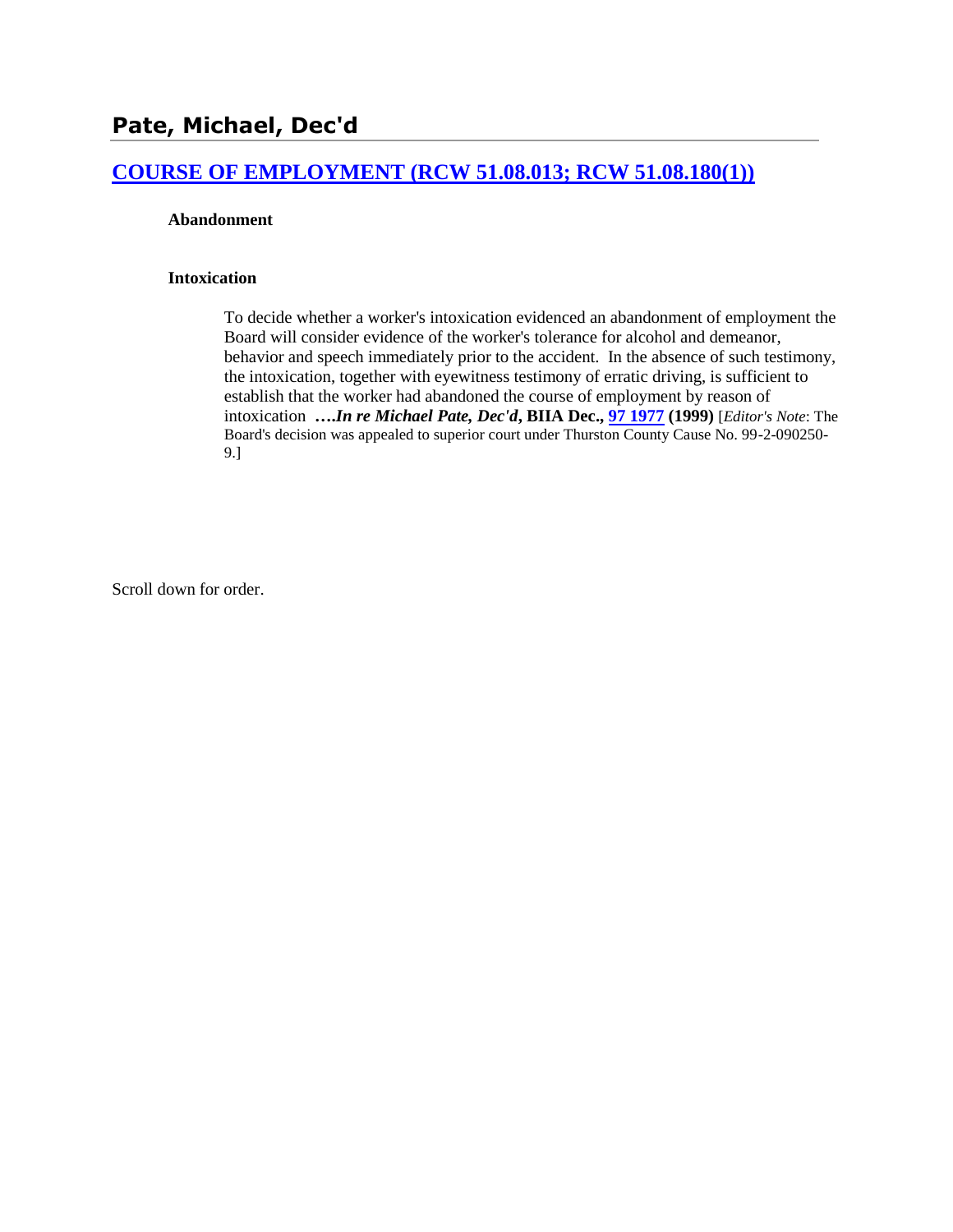# Pate, Michael, Dec'd

## COURSE OF EMPLOYMENT (RCW 51.08.013; RCW 51.08.180(1))

**Abandonment**

**Intoxication**

> To decide whether a worker's intoxication evidenced an abandonment of employment the Board will consider evidence of the worker's tolerance for alcohol and demeanor, behavior and speech immediately prior to the accident. In the absence of such testimony, the intoxication, together with eyewitness testimony of erratic driving, is sufficient to establish that the worker had abandoned the course of employment by reason of intoxication **….*In re Michael Pate, Dec'd*, BIIA Dec., 97 1977 (1999)** [*Editor's Note*: The Board's decision was appealed to superior court under Thurston County Cause No. 99-2-090250-9.]

Scroll down for order.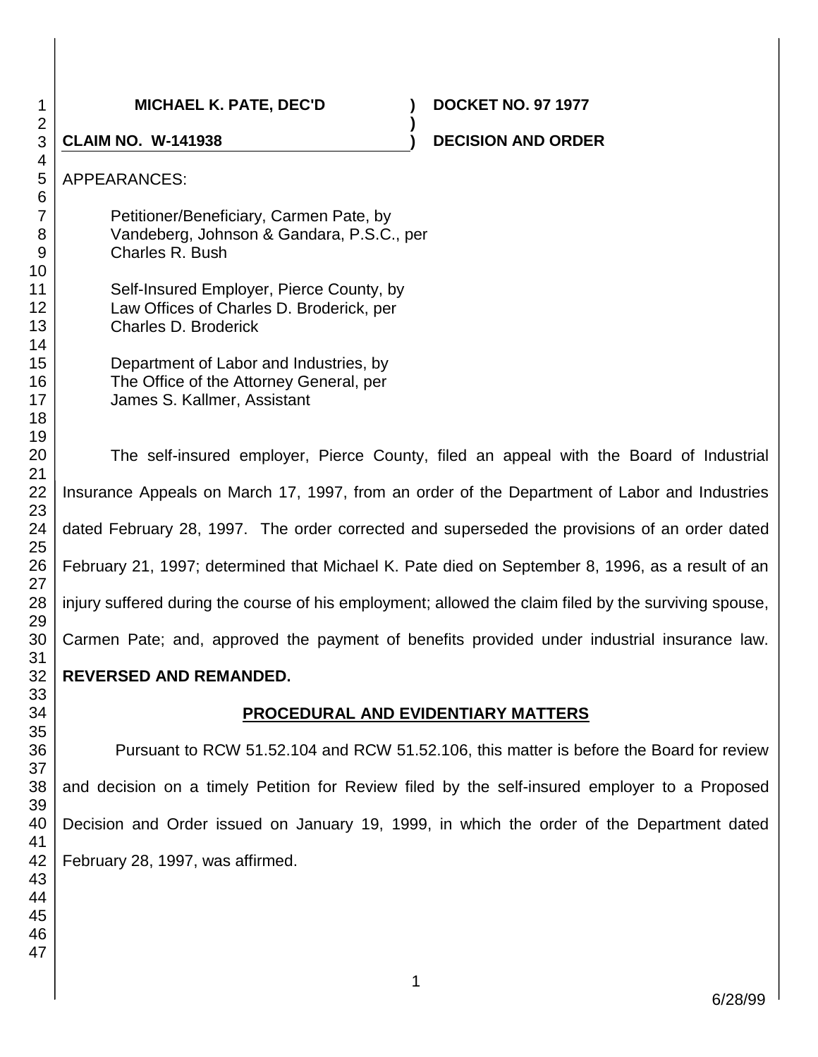**MICHAEL K. PATE, DEC'D** ) **DOCKET NO. 97 1977**

**CLAIM NO. W-141938** ) **DECISION AND ORDER**

APPEARANCES:

Petitioner/Beneficiary, Carmen Pate, by
Vandeberg, Johnson & Gandara, P.S.C., per
Charles R. Bush

Self-Insured Employer, Pierce County, by
Law Offices of Charles D. Broderick, per
Charles D. Broderick

Department of Labor and Industries, by
The Office of the Attorney General, per
James S. Kallmer, Assistant

The self-insured employer, Pierce County, filed an appeal with the Board of Industrial Insurance Appeals on March 17, 1997, from an order of the Department of Labor and Industries dated February 28, 1997. The order corrected and superseded the provisions of an order dated February 21, 1997; determined that Michael K. Pate died on September 8, 1996, as a result of an injury suffered during the course of his employment; allowed the claim filed by the surviving spouse, Carmen Pate; and, approved the payment of benefits provided under industrial insurance law. **REVERSED AND REMANDED.**

## PROCEDURAL AND EVIDENTIARY MATTERS

Pursuant to RCW 51.52.104 and RCW 51.52.106, this matter is before the Board for review and decision on a timely Petition for Review filed by the self-insured employer to a Proposed Decision and Order issued on January 19, 1999, in which the order of the Department dated February 28, 1997, was affirmed.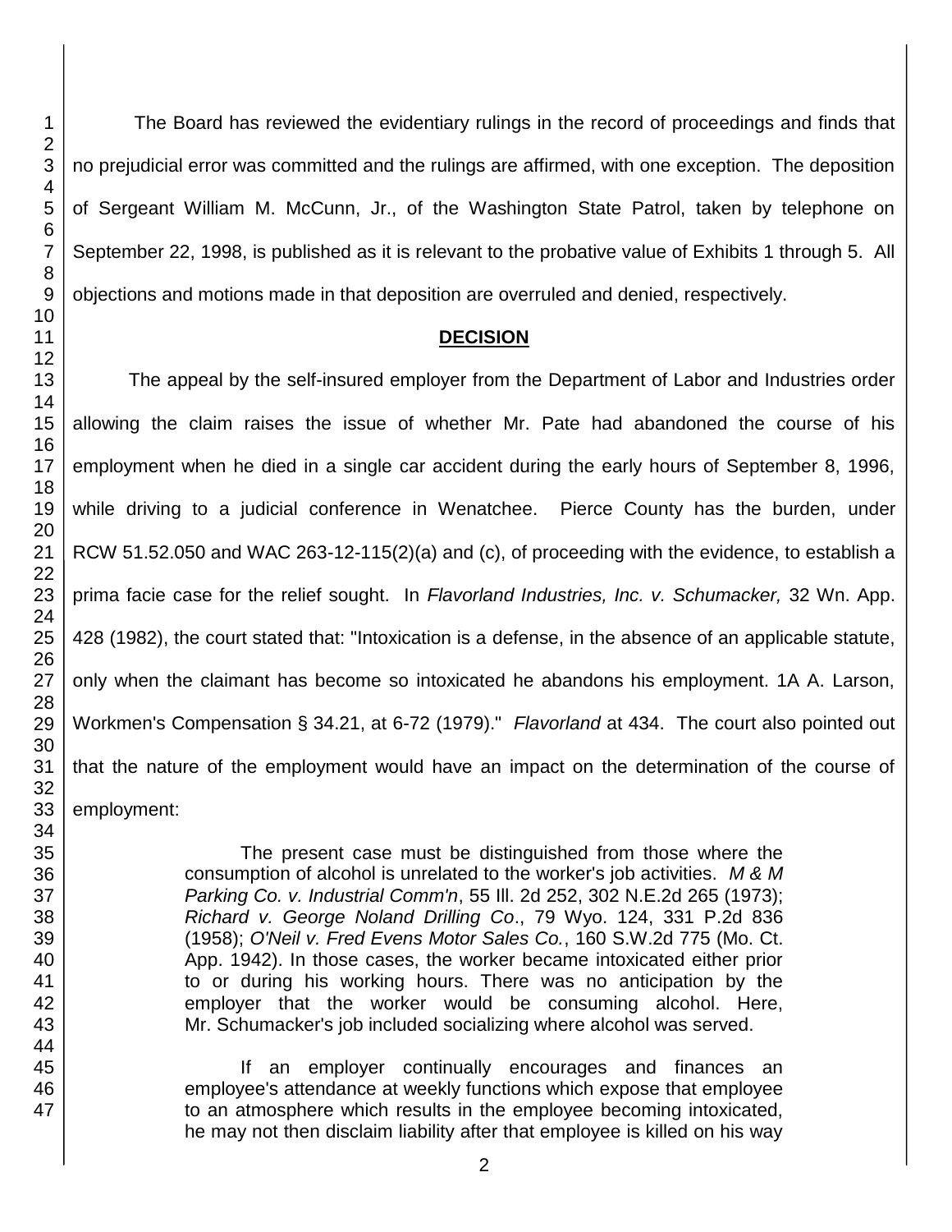The Board has reviewed the evidentiary rulings in the record of proceedings and finds that no prejudicial error was committed and the rulings are affirmed, with one exception. The deposition of Sergeant William M. McCunn, Jr., of the Washington State Patrol, taken by telephone on September 22, 1998, is published as it is relevant to the probative value of Exhibits 1 through 5. All objections and motions made in that deposition are overruled and denied, respectively.

## DECISION

The appeal by the self-insured employer from the Department of Labor and Industries order allowing the claim raises the issue of whether Mr. Pate had abandoned the course of his employment when he died in a single car accident during the early hours of September 8, 1996, while driving to a judicial conference in Wenatchee. Pierce County has the burden, under RCW 51.52.050 and WAC 263-12-115(2)(a) and (c), of proceeding with the evidence, to establish a prima facie case for the relief sought. In *Flavorland Industries, Inc. v. Schumacker,* 32 Wn. App. 428 (1982), the court stated that: "Intoxication is a defense, in the absence of an applicable statute, only when the claimant has become so intoxicated he abandons his employment. 1A A. Larson, Workmen's Compensation § 34.21, at 6-72 (1979)." *Flavorland* at 434. The court also pointed out that the nature of the employment would have an impact on the determination of the course of employment:

> The present case must be distinguished from those where the consumption of alcohol is unrelated to the worker's job activities. *M & M Parking Co. v. Industrial Comm'n*, 55 Ill. 2d 252, 302 N.E.2d 265 (1973); *Richard v. George Noland Drilling Co*., 79 Wyo. 124, 331 P.2d 836 (1958); *O'Neil v. Fred Evens Motor Sales Co.*, 160 S.W.2d 775 (Mo. Ct. App. 1942). In those cases, the worker became intoxicated either prior to or during his working hours. There was no anticipation by the employer that the worker would be consuming alcohol. Here, Mr. Schumacker's job included socializing where alcohol was served.
>
> If an employer continually encourages and finances an employee's attendance at weekly functions which expose that employee to an atmosphere which results in the employee becoming intoxicated, he may not then disclaim liability after that employee is killed on his way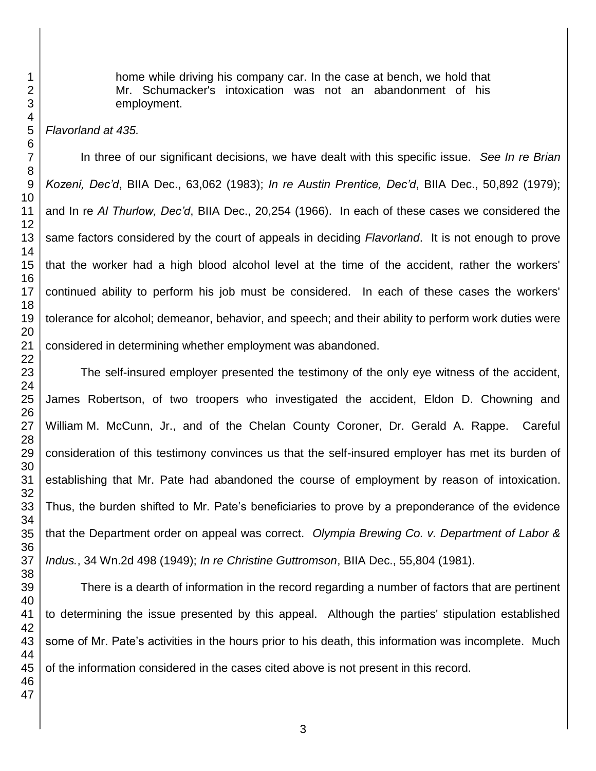> home while driving his company car. In the case at bench, we hold that Mr. Schumacker's intoxication was not an abandonment of his employment.

*Flavorland at 435.*

In three of our significant decisions, we have dealt with this specific issue. *See In re Brian Kozeni, Dec'd*, BIIA Dec., 63,062 (1983); *In re Austin Prentice, Dec'd*, BIIA Dec., 50,892 (1979); and In re *Al Thurlow, Dec'd*, BIIA Dec., 20,254 (1966). In each of these cases we considered the same factors considered by the court of appeals in deciding *Flavorland*. It is not enough to prove that the worker had a high blood alcohol level at the time of the accident, rather the workers' continued ability to perform his job must be considered. In each of these cases the workers' tolerance for alcohol; demeanor, behavior, and speech; and their ability to perform work duties were considered in determining whether employment was abandoned.

The self-insured employer presented the testimony of the only eye witness of the accident, James Robertson, of two troopers who investigated the accident, Eldon D. Chowning and William M. McCunn, Jr., and of the Chelan County Coroner, Dr. Gerald A. Rappe. Careful consideration of this testimony convinces us that the self-insured employer has met its burden of establishing that Mr. Pate had abandoned the course of employment by reason of intoxication. Thus, the burden shifted to Mr. Pate's beneficiaries to prove by a preponderance of the evidence that the Department order on appeal was correct. *Olympia Brewing Co. v. Department of Labor & Indus.*, 34 Wn.2d 498 (1949); *In re Christine Guttromson*, BIIA Dec., 55,804 (1981).

There is a dearth of information in the record regarding a number of factors that are pertinent to determining the issue presented by this appeal. Although the parties' stipulation established some of Mr. Pate's activities in the hours prior to his death, this information was incomplete. Much of the information considered in the cases cited above is not present in this record.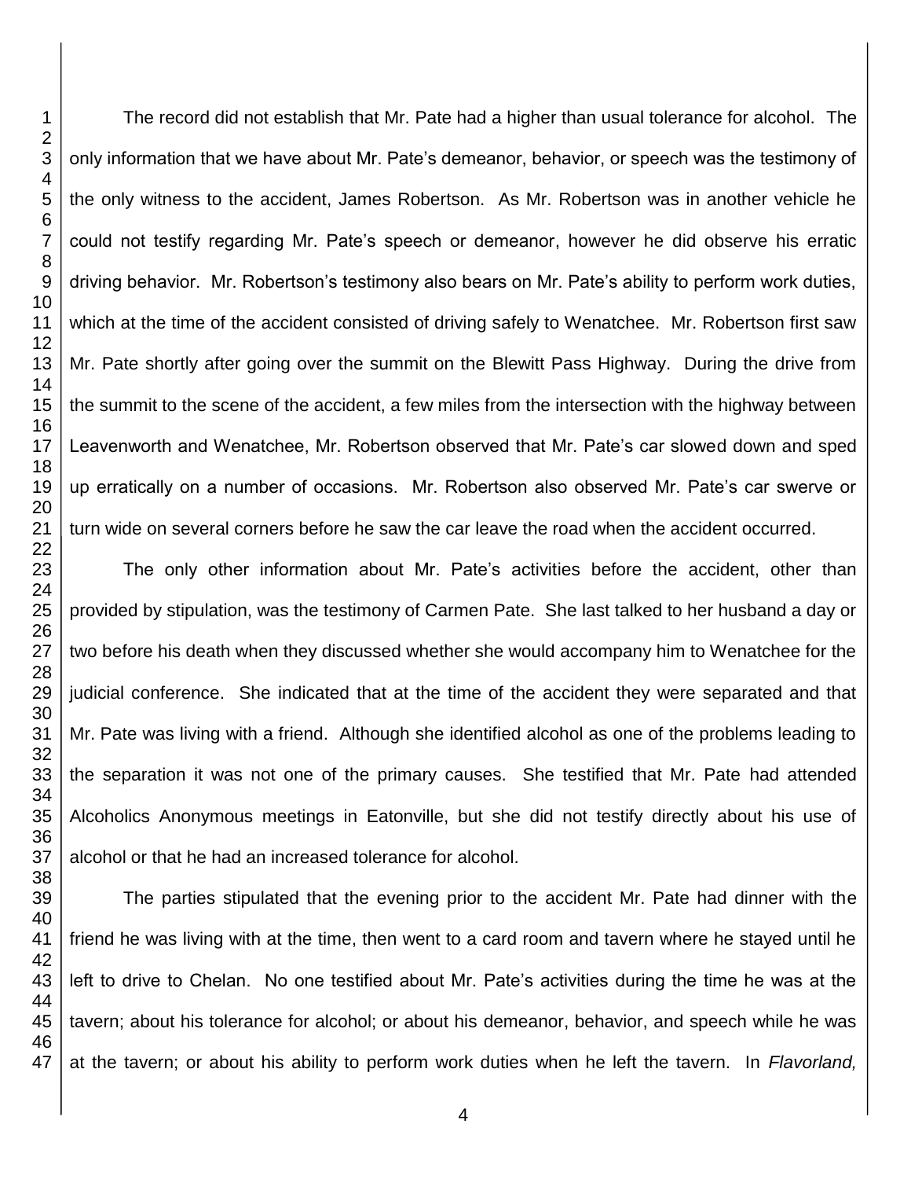The record did not establish that Mr. Pate had a higher than usual tolerance for alcohol. The only information that we have about Mr. Pate's demeanor, behavior, or speech was the testimony of the only witness to the accident, James Robertson. As Mr. Robertson was in another vehicle he could not testify regarding Mr. Pate's speech or demeanor, however he did observe his erratic driving behavior. Mr. Robertson's testimony also bears on Mr. Pate's ability to perform work duties, which at the time of the accident consisted of driving safely to Wenatchee. Mr. Robertson first saw Mr. Pate shortly after going over the summit on the Blewitt Pass Highway. During the drive from the summit to the scene of the accident, a few miles from the intersection with the highway between Leavenworth and Wenatchee, Mr. Robertson observed that Mr. Pate's car slowed down and sped up erratically on a number of occasions. Mr. Robertson also observed Mr. Pate's car swerve or turn wide on several corners before he saw the car leave the road when the accident occurred.

The only other information about Mr. Pate's activities before the accident, other than provided by stipulation, was the testimony of Carmen Pate. She last talked to her husband a day or two before his death when they discussed whether she would accompany him to Wenatchee for the judicial conference. She indicated that at the time of the accident they were separated and that Mr. Pate was living with a friend. Although she identified alcohol as one of the problems leading to the separation it was not one of the primary causes. She testified that Mr. Pate had attended Alcoholics Anonymous meetings in Eatonville, but she did not testify directly about his use of alcohol or that he had an increased tolerance for alcohol.

The parties stipulated that the evening prior to the accident Mr. Pate had dinner with the friend he was living with at the time, then went to a card room and tavern where he stayed until he left to drive to Chelan. No one testified about Mr. Pate's activities during the time he was at the tavern; about his tolerance for alcohol; or about his demeanor, behavior, and speech while he was at the tavern; or about his ability to perform work duties when he left the tavern. In *Flavorland,*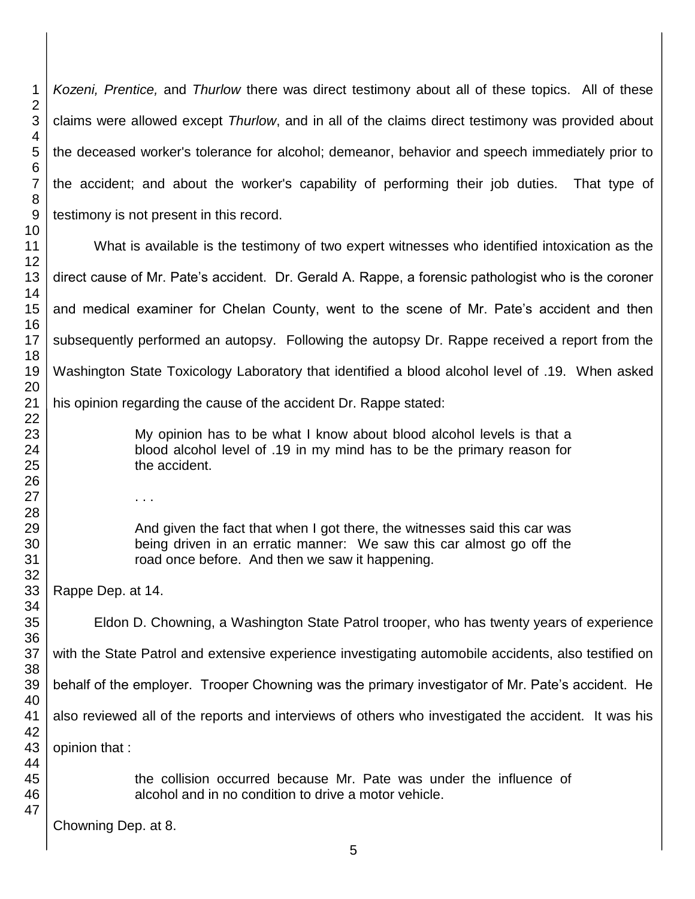*Kozeni, Prentice,* and *Thurlow* there was direct testimony about all of these topics. All of these claims were allowed except *Thurlow*, and in all of the claims direct testimony was provided about the deceased worker's tolerance for alcohol; demeanor, behavior and speech immediately prior to the accident; and about the worker's capability of performing their job duties. That type of testimony is not present in this record.

What is available is the testimony of two expert witnesses who identified intoxication as the direct cause of Mr. Pate's accident. Dr. Gerald A. Rappe, a forensic pathologist who is the coroner and medical examiner for Chelan County, went to the scene of Mr. Pate's accident and then subsequently performed an autopsy. Following the autopsy Dr. Rappe received a report from the Washington State Toxicology Laboratory that identified a blood alcohol level of .19. When asked his opinion regarding the cause of the accident Dr. Rappe stated:

> My opinion has to be what I know about blood alcohol levels is that a blood alcohol level of .19 in my mind has to be the primary reason for the accident.
>
> . . .
>
> And given the fact that when I got there, the witnesses said this car was being driven in an erratic manner: We saw this car almost go off the road once before. And then we saw it happening.

Rappe Dep. at 14.

Eldon D. Chowning, a Washington State Patrol trooper, who has twenty years of experience with the State Patrol and extensive experience investigating automobile accidents, also testified on behalf of the employer. Trooper Chowning was the primary investigator of Mr. Pate's accident. He also reviewed all of the reports and interviews of others who investigated the accident. It was his opinion that :

> the collision occurred because Mr. Pate was under the influence of alcohol and in no condition to drive a motor vehicle.

Chowning Dep. at 8.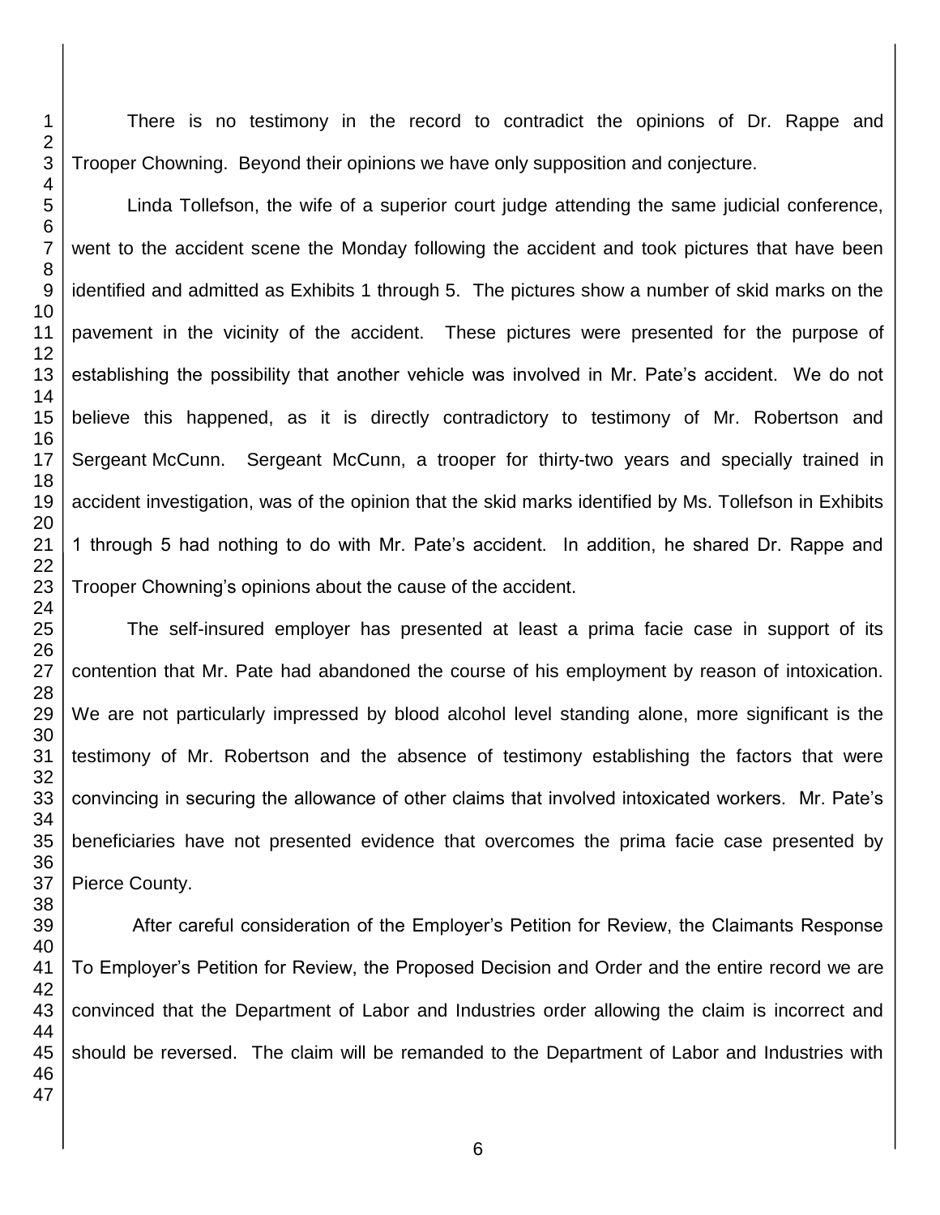There is no testimony in the record to contradict the opinions of Dr. Rappe and Trooper Chowning. Beyond their opinions we have only supposition and conjecture.

Linda Tollefson, the wife of a superior court judge attending the same judicial conference, went to the accident scene the Monday following the accident and took pictures that have been identified and admitted as Exhibits 1 through 5. The pictures show a number of skid marks on the pavement in the vicinity of the accident. These pictures were presented for the purpose of establishing the possibility that another vehicle was involved in Mr. Pate's accident. We do not believe this happened, as it is directly contradictory to testimony of Mr. Robertson and Sergeant McCunn. Sergeant McCunn, a trooper for thirty-two years and specially trained in accident investigation, was of the opinion that the skid marks identified by Ms. Tollefson in Exhibits 1 through 5 had nothing to do with Mr. Pate's accident. In addition, he shared Dr. Rappe and Trooper Chowning's opinions about the cause of the accident.

The self-insured employer has presented at least a prima facie case in support of its contention that Mr. Pate had abandoned the course of his employment by reason of intoxication. We are not particularly impressed by blood alcohol level standing alone, more significant is the testimony of Mr. Robertson and the absence of testimony establishing the factors that were convincing in securing the allowance of other claims that involved intoxicated workers. Mr. Pate's beneficiaries have not presented evidence that overcomes the prima facie case presented by Pierce County.

After careful consideration of the Employer's Petition for Review, the Claimants Response To Employer's Petition for Review, the Proposed Decision and Order and the entire record we are convinced that the Department of Labor and Industries order allowing the claim is incorrect and should be reversed. The claim will be remanded to the Department of Labor and Industries with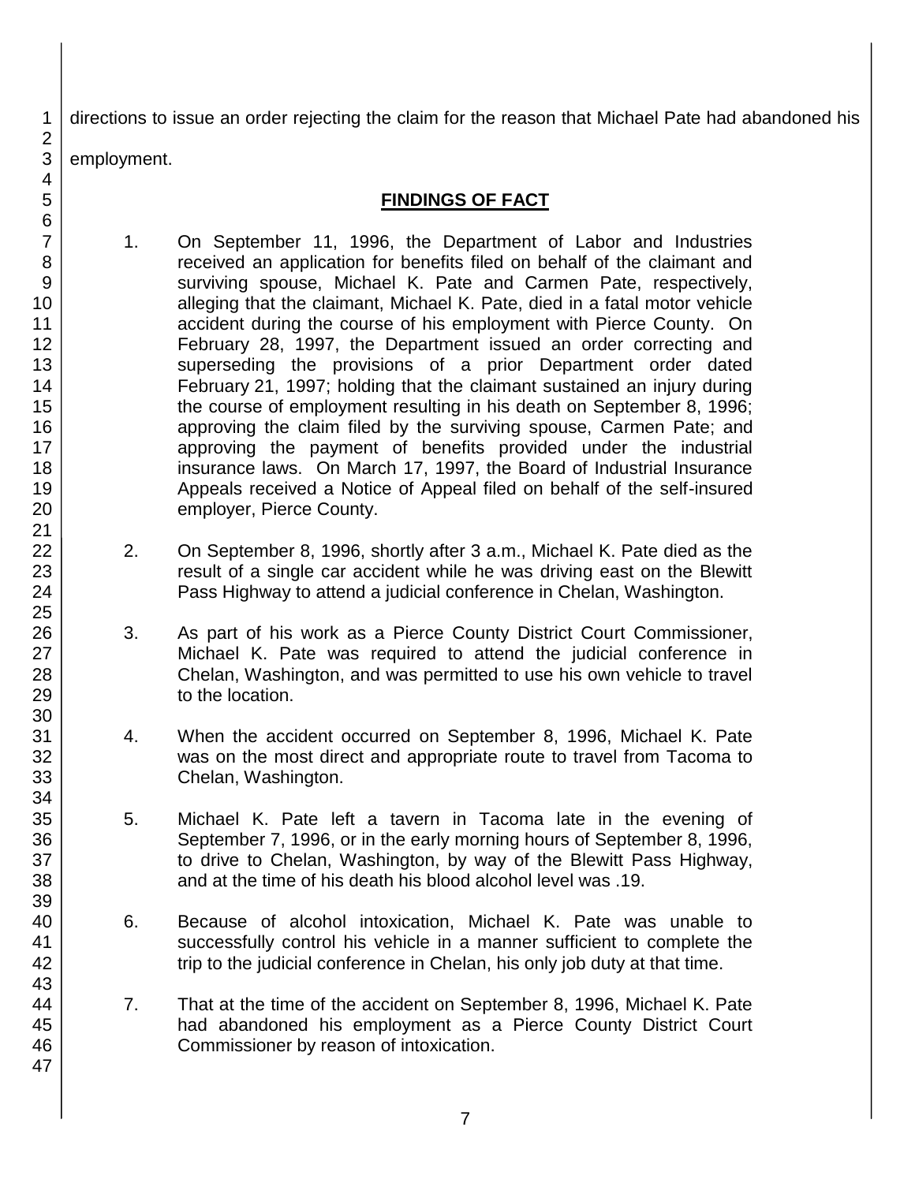directions to issue an order rejecting the claim for the reason that Michael Pate had abandoned his employment.

## FINDINGS OF FACT

1. On September 11, 1996, the Department of Labor and Industries received an application for benefits filed on behalf of the claimant and surviving spouse, Michael K. Pate and Carmen Pate, respectively, alleging that the claimant, Michael K. Pate, died in a fatal motor vehicle accident during the course of his employment with Pierce County. On February 28, 1997, the Department issued an order correcting and superseding the provisions of a prior Department order dated February 21, 1997; holding that the claimant sustained an injury during the course of employment resulting in his death on September 8, 1996; approving the claim filed by the surviving spouse, Carmen Pate; and approving the payment of benefits provided under the industrial insurance laws. On March 17, 1997, the Board of Industrial Insurance Appeals received a Notice of Appeal filed on behalf of the self-insured employer, Pierce County.

2. On September 8, 1996, shortly after 3 a.m., Michael K. Pate died as the result of a single car accident while he was driving east on the Blewitt Pass Highway to attend a judicial conference in Chelan, Washington.

3. As part of his work as a Pierce County District Court Commissioner, Michael K. Pate was required to attend the judicial conference in Chelan, Washington, and was permitted to use his own vehicle to travel to the location.

4. When the accident occurred on September 8, 1996, Michael K. Pate was on the most direct and appropriate route to travel from Tacoma to Chelan, Washington.

5. Michael K. Pate left a tavern in Tacoma late in the evening of September 7, 1996, or in the early morning hours of September 8, 1996, to drive to Chelan, Washington, by way of the Blewitt Pass Highway, and at the time of his death his blood alcohol level was .19.

6. Because of alcohol intoxication, Michael K. Pate was unable to successfully control his vehicle in a manner sufficient to complete the trip to the judicial conference in Chelan, his only job duty at that time.

7. That at the time of the accident on September 8, 1996, Michael K. Pate had abandoned his employment as a Pierce County District Court Commissioner by reason of intoxication.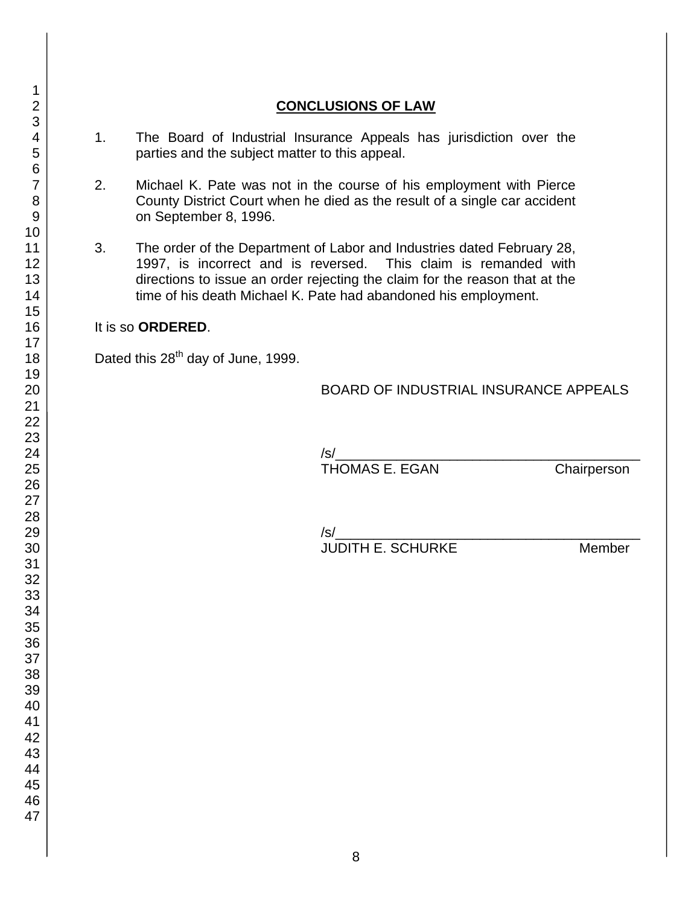## CONCLUSIONS OF LAW

1. The Board of Industrial Insurance Appeals has jurisdiction over the parties and the subject matter to this appeal.

2. Michael K. Pate was not in the course of his employment with Pierce County District Court when he died as the result of a single car accident on September 8, 1996.

3. The order of the Department of Labor and Industries dated February 28, 1997, is incorrect and is reversed. This claim is remanded with directions to issue an order rejecting the claim for the reason that at the time of his death Michael K. Pate had abandoned his employment.

It is so **ORDERED**.

Dated this 28th day of June, 1999.

BOARD OF INDUSTRIAL INSURANCE APPEALS

/s/_________________________________________
THOMAS E. EGAN Chairperson

/s/_________________________________________
JUDITH E. SCHURKE Member